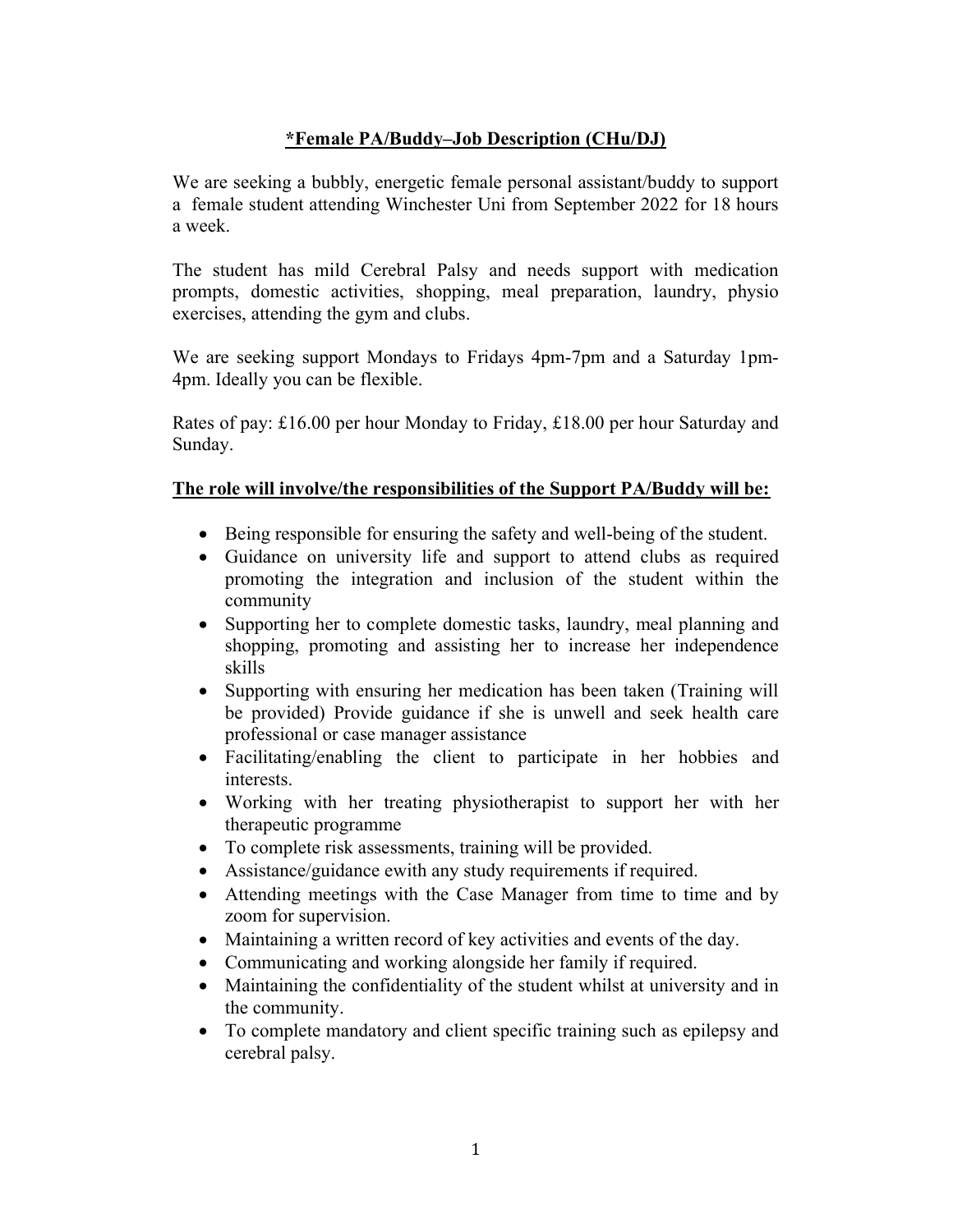# **\*Female PA/Buddy–Job Description (CHu/DJ)**

We are seeking a bubbly, energetic female personal assistant/buddy to support a female student attending Winchester Uni from September 2022 for 18 hours a week.

The student has mild Cerebral Palsy and needs support with medication prompts, domestic activities, shopping, meal preparation, laundry, physio exercises, attending the gym and clubs.

We are seeking support Mondays to Fridays 4pm-7pm and a Saturday 1pm-4pm. Ideally you can be flexible.

Rates of pay: £16.00 per hour Monday to Friday, £18.00 per hour Saturday and Sunday.

## **The role will involve/the responsibilities of the Support PA/Buddy will be:**

- Being responsible for ensuring the safety and well-being of the student.
- Guidance on university life and support to attend clubs as required promoting the integration and inclusion of the student within the community
- Supporting her to complete domestic tasks, laundry, meal planning and shopping, promoting and assisting her to increase her independence skills
- Supporting with ensuring her medication has been taken (Training will be provided) Provide guidance if she is unwell and seek health care professional or case manager assistance
- Facilitating/enabling the client to participate in her hobbies and interests.
- Working with her treating physiotherapist to support her with her therapeutic programme
- To complete risk assessments, training will be provided.
- Assistance/guidance ewith any study requirements if required.
- Attending meetings with the Case Manager from time to time and by zoom for supervision.
- Maintaining a written record of key activities and events of the day.
- Communicating and working alongside her family if required.
- Maintaining the confidentiality of the student whilst at university and in the community.
- To complete mandatory and client specific training such as epilepsy and cerebral palsy.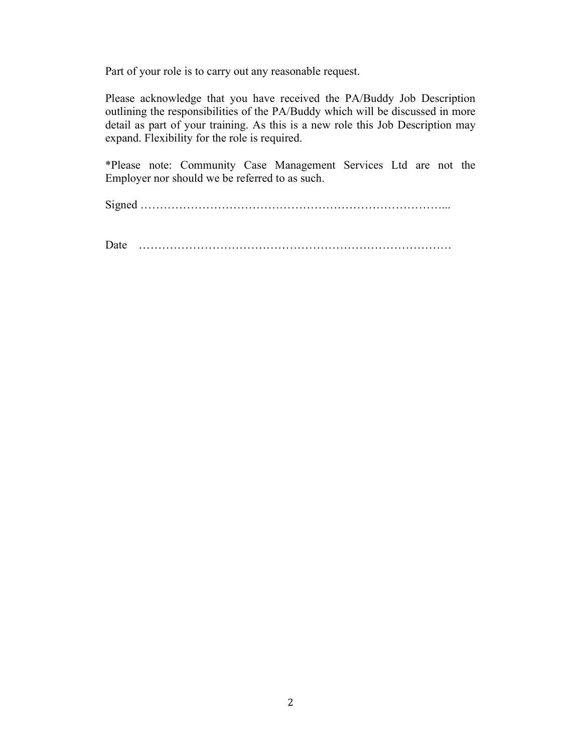Part of your role is to carry out any reasonable request.

Please acknowledge that you have received the PA/Buddy Job Description outlining the responsibilities of the PA/Buddy which will be discussed in more detail as part of your training. As this is a new role this Job Description may expand. Flexibility for the role is required.

*Please note: Community Case Management Services Ltd are not the Employer nor should we be referred to as such.

Signed ……………………………………………………………………...

Date ………………………………………………………………………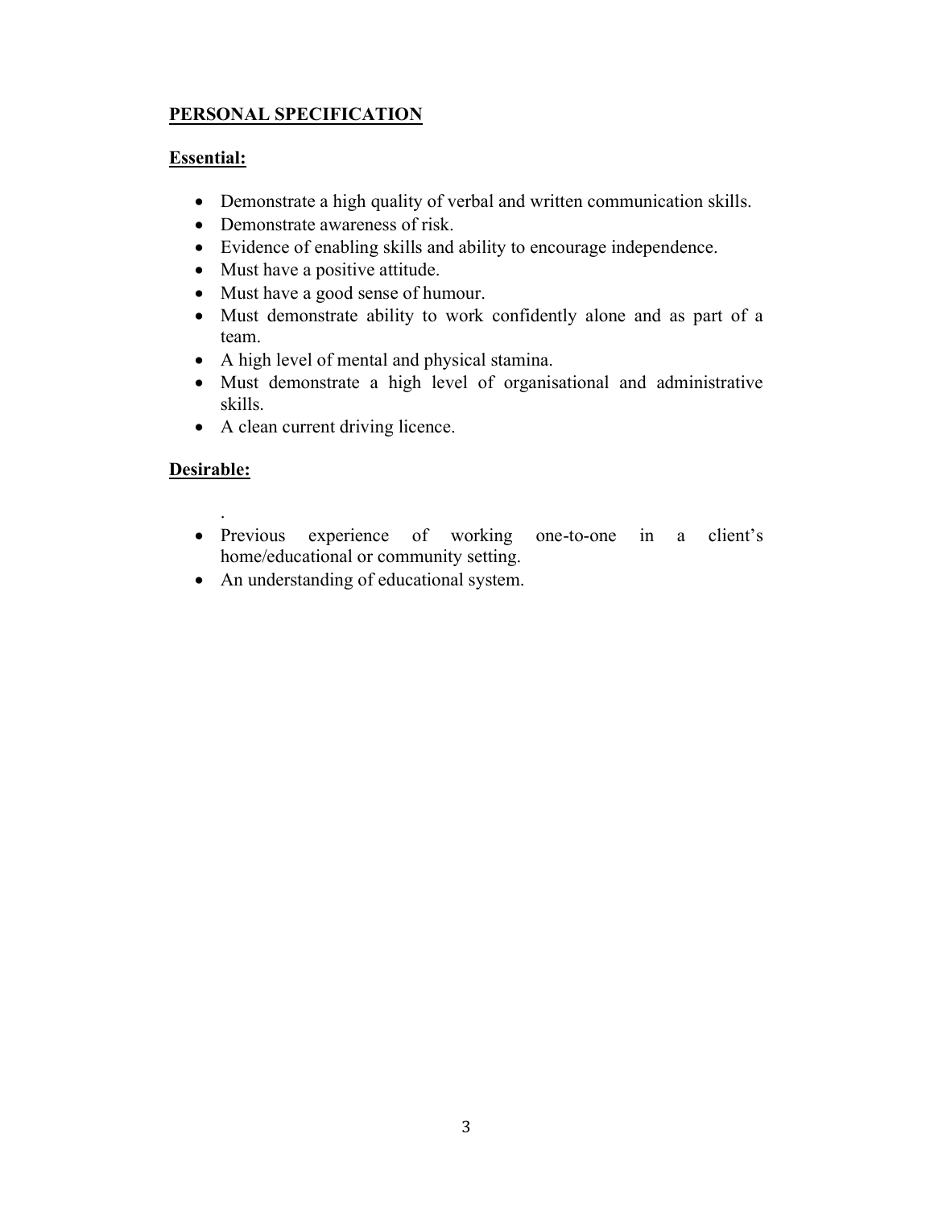## PERSONAL SPECIFICATION

### Essential:

- Demonstrate a high quality of verbal and written communication skills.
- Demonstrate awareness of risk.
- Evidence of enabling skills and ability to encourage independence.
- Must have a positive attitude.
- Must have a good sense of humour.
- Must demonstrate ability to work confidently alone and as part of a team.
- A high level of mental and physical stamina.
- Must demonstrate a high level of organisational and administrative skills.
- A clean current driving licence.

### Desirable:

.

- Previous experience of working one-to-one in a client's home/educational or community setting.
- An understanding of educational system.